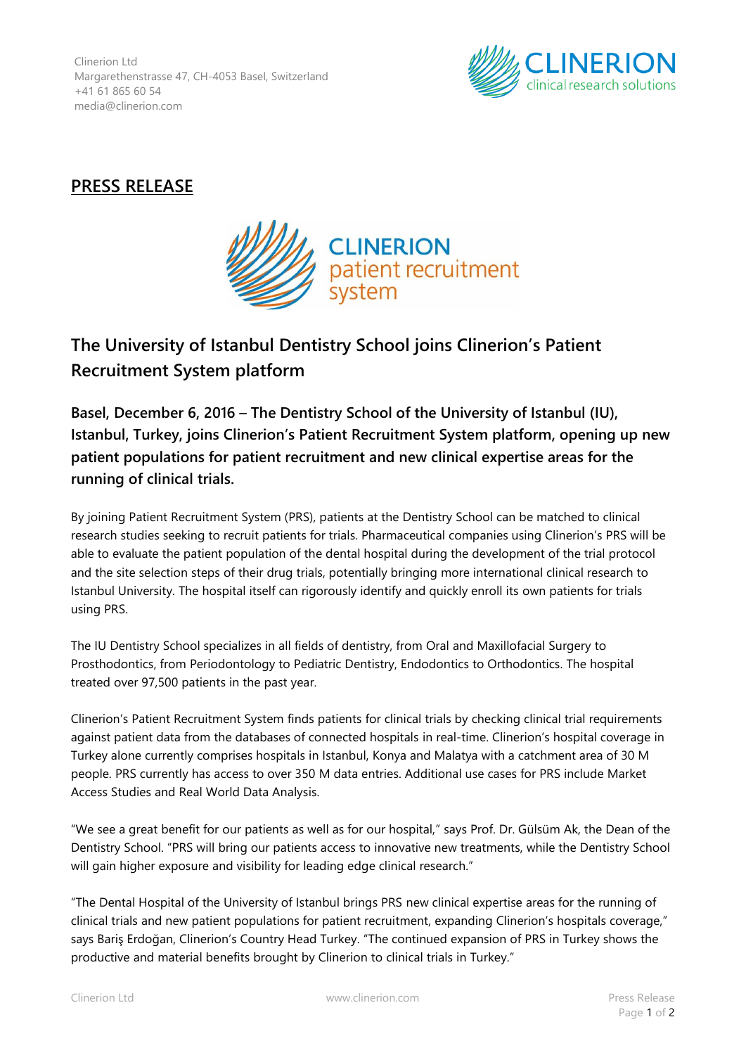Clinerion Ltd
Margarethenstrasse 47, CH-4053 Basel, Switzerland
+41 61 865 60 54
media@clinerion.com

## PRESS RELEASE

# The University of Istanbul Dentistry School joins Clinerion's Patient Recruitment System platform

**Basel, December 6, 2016 – The Dentistry School of the University of Istanbul (IU), Istanbul, Turkey, joins Clinerion's Patient Recruitment System platform, opening up new patient populations for patient recruitment and new clinical expertise areas for the running of clinical trials.**

By joining Patient Recruitment System (PRS), patients at the Dentistry School can be matched to clinical research studies seeking to recruit patients for trials. Pharmaceutical companies using Clinerion's PRS will be able to evaluate the patient population of the dental hospital during the development of the trial protocol and the site selection steps of their drug trials, potentially bringing more international clinical research to Istanbul University. The hospital itself can rigorously identify and quickly enroll its own patients for trials using PRS.

The IU Dentistry School specializes in all fields of dentistry, from Oral and Maxillofacial Surgery to Prosthodontics, from Periodontology to Pediatric Dentistry, Endodontics to Orthodontics. The hospital treated over 97,500 patients in the past year.

Clinerion's Patient Recruitment System finds patients for clinical trials by checking clinical trial requirements against patient data from the databases of connected hospitals in real-time. Clinerion's hospital coverage in Turkey alone currently comprises hospitals in Istanbul, Konya and Malatya with a catchment area of 30 M people. PRS currently has access to over 350 M data entries. Additional use cases for PRS include Market Access Studies and Real World Data Analysis.

"We see a great benefit for our patients as well as for our hospital," says Prof. Dr. Gülsüm Ak, the Dean of the Dentistry School. "PRS will bring our patients access to innovative new treatments, while the Dentistry School will gain higher exposure and visibility for leading edge clinical research."

"The Dental Hospital of the University of Istanbul brings PRS new clinical expertise areas for the running of clinical trials and new patient populations for patient recruitment, expanding Clinerion's hospitals coverage," says Bariş Erdoğan, Clinerion's Country Head Turkey. "The continued expansion of PRS in Turkey shows the productive and material benefits brought by Clinerion to clinical trials in Turkey."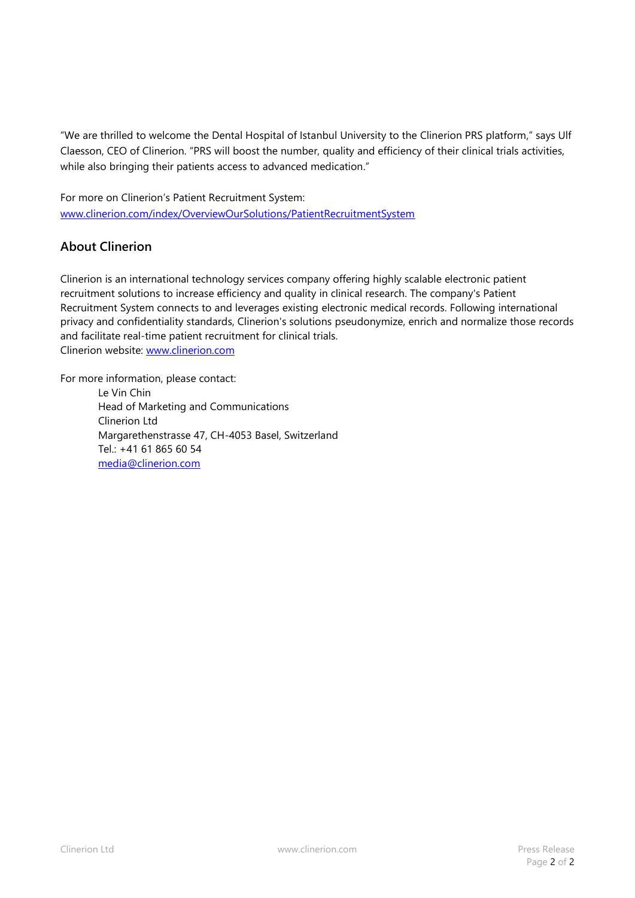"We are thrilled to welcome the Dental Hospital of Istanbul University to the Clinerion PRS platform," says Ulf Claesson, CEO of Clinerion. "PRS will boost the number, quality and efficiency of their clinical trials activities, while also bringing their patients access to advanced medication."

For more on Clinerion's Patient Recruitment System:
www.clinerion.com/index/OverviewOurSolutions/PatientRecruitmentSystem

## About Clinerion

Clinerion is an international technology services company offering highly scalable electronic patient recruitment solutions to increase efficiency and quality in clinical research. The company's Patient Recruitment System connects to and leverages existing electronic medical records. Following international privacy and confidentiality standards, Clinerion's solutions pseudonymize, enrich and normalize those records and facilitate real-time patient recruitment for clinical trials.
Clinerion website: www.clinerion.com

For more information, please contact:

Le Vin Chin
Head of Marketing and Communications
Clinerion Ltd
Margarethenstrasse 47, CH-4053 Basel, Switzerland
Tel.: +41 61 865 60 54
media@clinerion.com